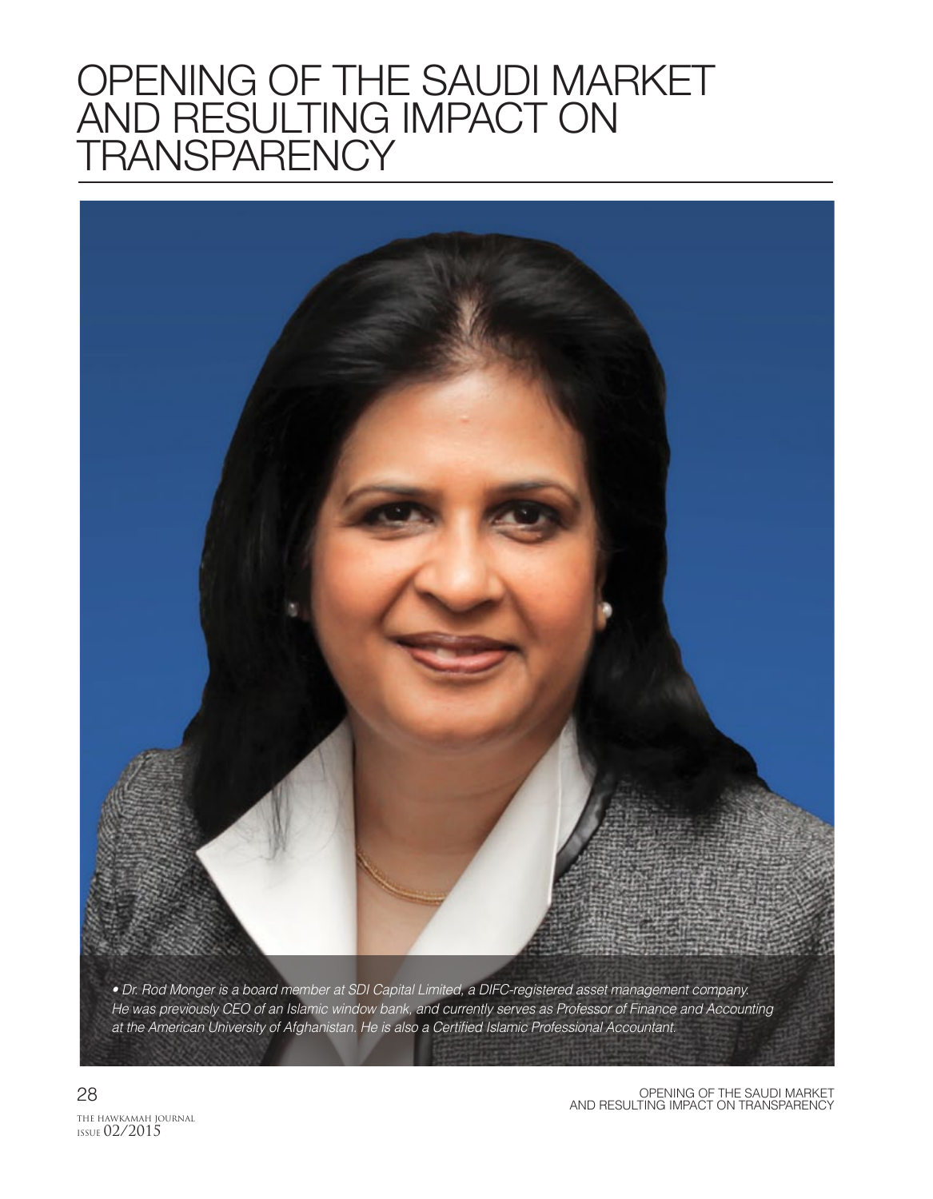# OPENING OF THE SAUDI MARKET AND RESULTING IMPACT ON TRANSPARENCY

*• Dr. Rod Monger is a board member at SDI Capital Limited, a DIFC-registered asset management company. He was previously CEO of an Islamic window bank, and currently serves as Professor of Finance and Accounting at the American University of Afghanistan. He is also a Certified Islamic Professional Accountant.*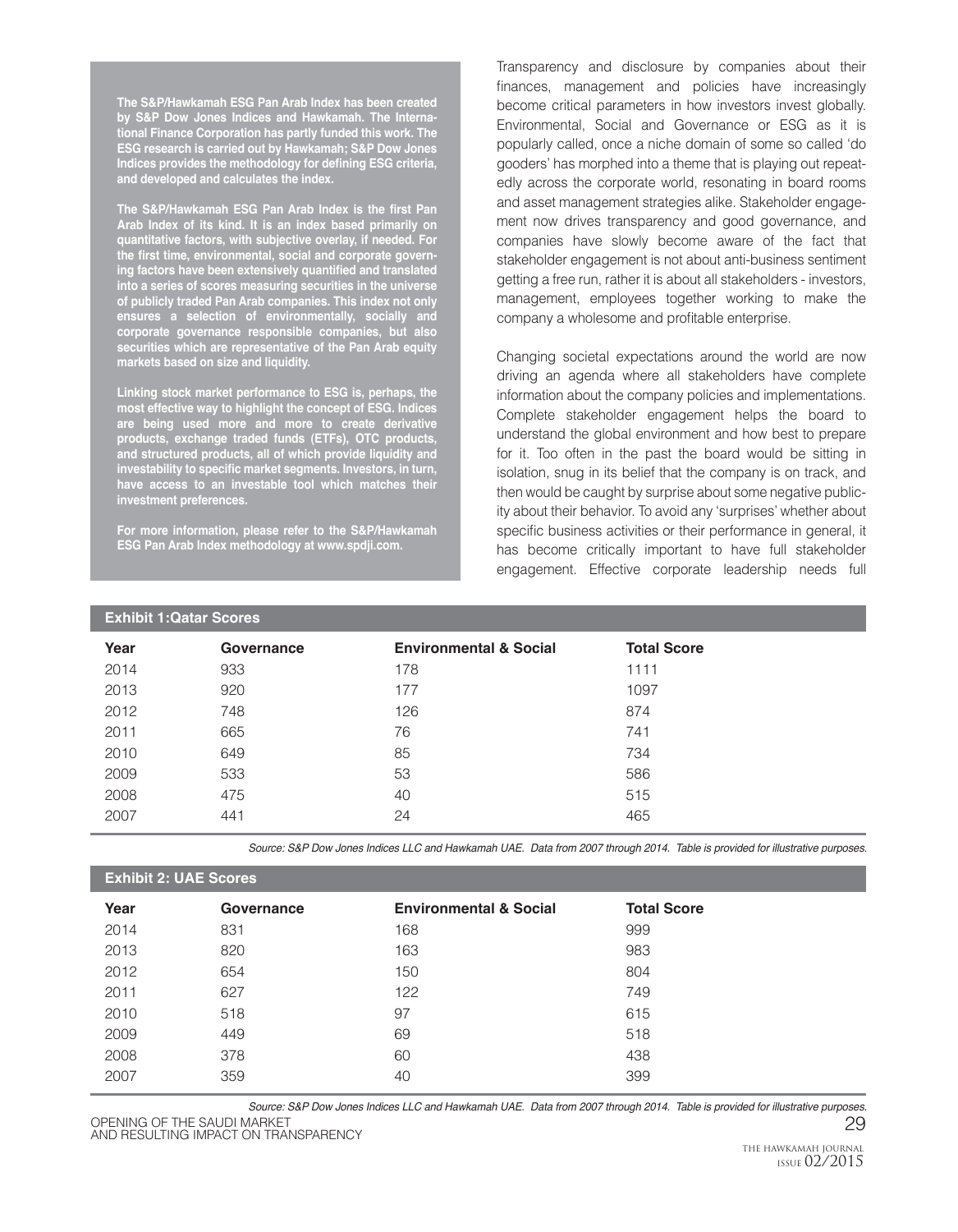**The S&P/Hawkamah ESG Pan Arab Index has been created by S&P Dow Jones Indices and Hawkamah. The International Finance Corporation has partly funded this work. The ESG research is carried out by Hawkamah; S&P Dow Jones Indices provides the methodology for defining ESG criteria, and developed and calculates the index.**

**The S&P/Hawkamah ESG Pan Arab Index is the first Pan Arab Index of its kind. It is an index based primarily on quantitative factors, with subjective overlay, if needed. For the first time, environmental, social and corporate governing factors have been extensively quantified and translated into a series of scores measuring securities in the universe of publicly traded Pan Arab companies. This index not only ensures a selection of environmentally, socially and corporate governance responsible companies, but also securities which are representative of the Pan Arab equity markets based on size and liquidity.**

**Linking stock market performance to ESG is, perhaps, the most effective way to highlight the concept of ESG. Indices are being used more and more to create derivative products, exchange traded funds (ETFs), OTC products, and structured products, all of which provide liquidity and investability to specific market segments. Investors, in turn, have access to an investable tool which matches their investment preferences.**

**For more information, please refer to the S&P/Hawkamah ESG Pan Arab Index methodology at www.spdji.com.**

Transparency and disclosure by companies about their finances, management and policies have increasingly become critical parameters in how investors invest globally. Environmental, Social and Governance or ESG as it is popularly called, once a niche domain of some so called 'do gooders' has morphed into a theme that is playing out repeatedly across the corporate world, resonating in board rooms and asset management strategies alike. Stakeholder engagement now drives transparency and good governance, and companies have slowly become aware of the fact that stakeholder engagement is not about anti-business sentiment getting a free run, rather it is about all stakeholders - investors, management, employees together working to make the company a wholesome and profitable enterprise.

Changing societal expectations around the world are now driving an agenda where all stakeholders have complete information about the company policies and implementations. Complete stakeholder engagement helps the board to understand the global environment and how best to prepare for it. Too often in the past the board would be sitting in isolation, snug in its belief that the company is on track, and then would be caught by surprise about some negative publicity about their behavior. To avoid any 'surprises' whether about specific business activities or their performance in general, it has become critically important to have full stakeholder engagement. Effective corporate leadership needs full

**Exhibit 1:Qatar Scores**

| Year | Governance | Environmental & Social | Total Score |
|---|---|---|---|
| 2014 | 933 | 178 | 1111 |
| 2013 | 920 | 177 | 1097 |
| 2012 | 748 | 126 | 874 |
| 2011 | 665 | 76 | 741 |
| 2010 | 649 | 85 | 734 |
| 2009 | 533 | 53 | 586 |
| 2008 | 475 | 40 | 515 |
| 2007 | 441 | 24 | 465 |

*Source: S&P Dow Jones Indices LLC and Hawkamah UAE. Data from 2007 through 2014. Table is provided for illustrative purposes.*

**Exhibit 2: UAE Scores**

| Year | Governance | Environmental & Social | Total Score |
|---|---|---|---|
| 2014 | 831 | 168 | 999 |
| 2013 | 820 | 163 | 983 |
| 2012 | 654 | 150 | 804 |
| 2011 | 627 | 122 | 749 |
| 2010 | 518 | 97 | 615 |
| 2009 | 449 | 69 | 518 |
| 2008 | 378 | 60 | 438 |
| 2007 | 359 | 40 | 399 |

*Source: S&P Dow Jones Indices LLC and Hawkamah UAE. Data from 2007 through 2014. Table is provided for illustrative purposes.*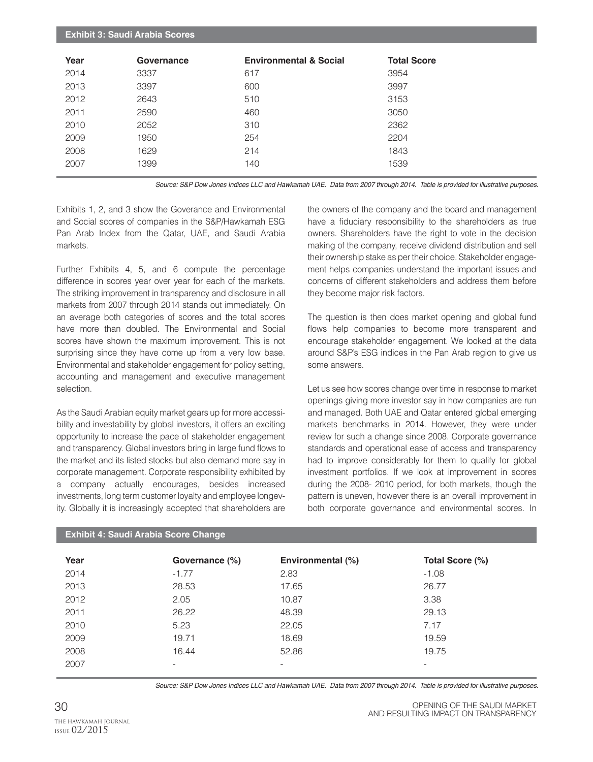**Exhibit 3: Saudi Arabia Scores**

| Year | Governance | Environmental & Social | Total Score |
|---|---|---|---|
| 2014 | 3337 | 617 | 3954 |
| 2013 | 3397 | 600 | 3997 |
| 2012 | 2643 | 510 | 3153 |
| 2011 | 2590 | 460 | 3050 |
| 2010 | 2052 | 310 | 2362 |
| 2009 | 1950 | 254 | 2204 |
| 2008 | 1629 | 214 | 1843 |
| 2007 | 1399 | 140 | 1539 |

*Source: S&P Dow Jones Indices LLC and Hawkamah UAE. Data from 2007 through 2014. Table is provided for illustrative purposes.*

Exhibits 1, 2, and 3 show the Goverance and Environmental and Social scores of companies in the S&P/Hawkamah ESG Pan Arab Index from the Qatar, UAE, and Saudi Arabia markets.

Further Exhibits 4, 5, and 6 compute the percentage difference in scores year over year for each of the markets. The striking improvement in transparency and disclosure in all markets from 2007 through 2014 stands out immediately. On an average both categories of scores and the total scores have more than doubled. The Environmental and Social scores have shown the maximum improvement. This is not surprising since they have come up from a very low base. Environmental and stakeholder engagement for policy setting, accounting and management and executive management selection.

As the Saudi Arabian equity market gears up for more accessibility and investability by global investors, it offers an exciting opportunity to increase the pace of stakeholder engagement and transparency. Global investors bring in large fund flows to the market and its listed stocks but also demand more say in corporate management. Corporate responsibility exhibited by a company actually encourages, besides increased investments, long term customer loyalty and employee longevity. Globally it is increasingly accepted that shareholders are the owners of the company and the board and management have a fiduciary responsibility to the shareholders as true owners. Shareholders have the right to vote in the decision making of the company, receive dividend distribution and sell their ownership stake as per their choice. Stakeholder engagement helps companies understand the important issues and concerns of different stakeholders and address them before they become major risk factors.

The question is then does market opening and global fund flows help companies to become more transparent and encourage stakeholder engagement. We looked at the data around S&P's ESG indices in the Pan Arab region to give us some answers.

Let us see how scores change over time in response to market openings giving more investor say in how companies are run and managed. Both UAE and Qatar entered global emerging markets benchmarks in 2014. However, they were under review for such a change since 2008. Corporate governance standards and operational ease of access and transparency had to improve considerably for them to qualify for global investment portfolios. If we look at improvement in scores during the 2008- 2010 period, for both markets, though the pattern is uneven, however there is an overall improvement in both corporate governance and environmental scores. In

**Exhibit 4: Saudi Arabia Score Change**

| Year | Governance (%) | Environmental (%) | Total Score (%) |
|---|---|---|---|
| 2014 | -1.77 | 2.83 | -1.08 |
| 2013 | 28.53 | 17.65 | 26.77 |
| 2012 | 2.05 | 10.87 | 3.38 |
| 2011 | 26.22 | 48.39 | 29.13 |
| 2010 | 5.23 | 22.05 | 7.17 |
| 2009 | 19.71 | 18.69 | 19.59 |
| 2008 | 16.44 | 52.86 | 19.75 |
| 2007 | - | - | - |

*Source: S&P Dow Jones Indices LLC and Hawkamah UAE. Data from 2007 through 2014. Table is provided for illustrative purposes.*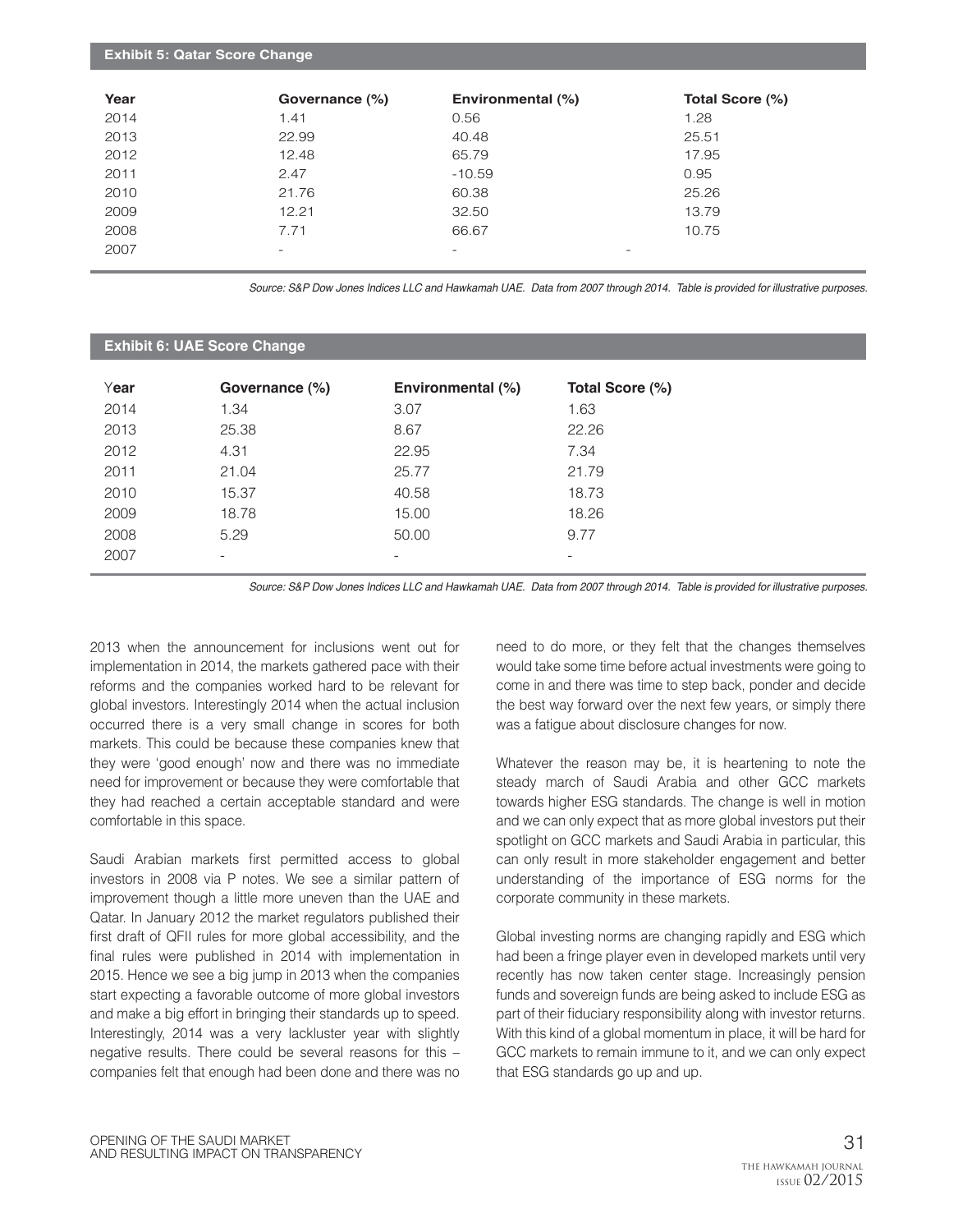**Exhibit 5: Qatar Score Change**

| Year | Governance (%) | Environmental (%) | Total Score (%) |
|---|---|---|---|
| 2014 | 1.41 | 0.56 | 1.28 |
| 2013 | 22.99 | 40.48 | 25.51 |
| 2012 | 12.48 | 65.79 | 17.95 |
| 2011 | 2.47 | -10.59 | 0.95 |
| 2010 | 21.76 | 60.38 | 25.26 |
| 2009 | 12.21 | 32.50 | 13.79 |
| 2008 | 7.71 | 66.67 | 10.75 |
| 2007 | - | - | - |

*Source: S&P Dow Jones Indices LLC and Hawkamah UAE. Data from 2007 through 2014. Table is provided for illustrative purposes.*

**Exhibit 6: UAE Score Change**

| Year | Governance (%) | Environmental (%) | Total Score (%) |
|---|---|---|---|
| 2014 | 1.34 | 3.07 | 1.63 |
| 2013 | 25.38 | 8.67 | 22.26 |
| 2012 | 4.31 | 22.95 | 7.34 |
| 2011 | 21.04 | 25.77 | 21.79 |
| 2010 | 15.37 | 40.58 | 18.73 |
| 2009 | 18.78 | 15.00 | 18.26 |
| 2008 | 5.29 | 50.00 | 9.77 |
| 2007 | - | - | - |

*Source: S&P Dow Jones Indices LLC and Hawkamah UAE. Data from 2007 through 2014. Table is provided for illustrative purposes.*

2013 when the announcement for inclusions went out for implementation in 2014, the markets gathered pace with their reforms and the companies worked hard to be relevant for global investors. Interestingly 2014 when the actual inclusion occurred there is a very small change in scores for both markets. This could be because these companies knew that they were 'good enough' now and there was no immediate need for improvement or because they were comfortable that they had reached a certain acceptable standard and were comfortable in this space.

Saudi Arabian markets first permitted access to global investors in 2008 via P notes. We see a similar pattern of improvement though a little more uneven than the UAE and Qatar. In January 2012 the market regulators published their first draft of QFII rules for more global accessibility, and the final rules were published in 2014 with implementation in 2015. Hence we see a big jump in 2013 when the companies start expecting a favorable outcome of more global investors and make a big effort in bringing their standards up to speed. Interestingly, 2014 was a very lackluster year with slightly negative results. There could be several reasons for this – companies felt that enough had been done and there was no need to do more, or they felt that the changes themselves would take some time before actual investments were going to come in and there was time to step back, ponder and decide the best way forward over the next few years, or simply there was a fatigue about disclosure changes for now.

Whatever the reason may be, it is heartening to note the steady march of Saudi Arabia and other GCC markets towards higher ESG standards. The change is well in motion and we can only expect that as more global investors put their spotlight on GCC markets and Saudi Arabia in particular, this can only result in more stakeholder engagement and better understanding of the importance of ESG norms for the corporate community in these markets.

Global investing norms are changing rapidly and ESG which had been a fringe player even in developed markets until very recently has now taken center stage. Increasingly pension funds and sovereign funds are being asked to include ESG as part of their fiduciary responsibility along with investor returns. With this kind of a global momentum in place, it will be hard for GCC markets to remain immune to it, and we can only expect that ESG standards go up and up.